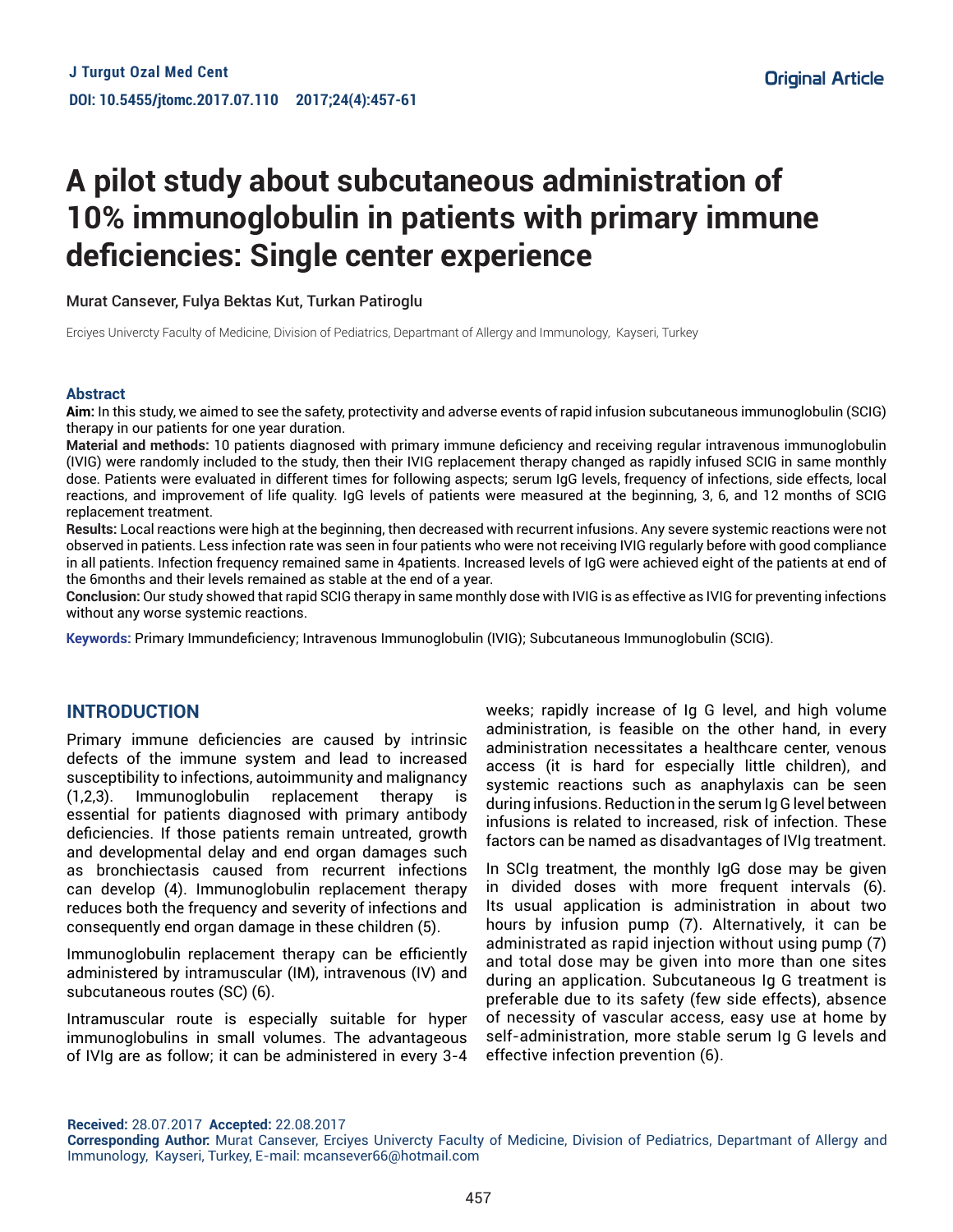Original Article

# A pilot study about subcutaneous administration of 10% immunoglobulin in patients with primary immune deficiencies: Single center experience

Murat Cansever, Fulya Bektas Kut, Turkan Patiroglu

Erciyes Univercty Faculty of Medicine, Division of Pediatrics, Departmant of Allergy and Immunology, Kayseri, Turkey

### Abstract

**Aim:** In this study, we aimed to see the safety, protectivity and adverse events of rapid infusion subcutaneous immunoglobulin (SCIG) therapy in our patients for one year duration.

**Material and methods:** 10 patients diagnosed with primary immune deficiency and receiving regular intravenous immunoglobulin (IVIG) were randomly included to the study, then their IVIG replacement therapy changed as rapidly infused SCIG in same monthly dose. Patients were evaluated in different times for following aspects; serum IgG levels, frequency of infections, side effects, local reactions, and improvement of life quality. IgG levels of patients were measured at the beginning, 3, 6, and 12 months of SCIG replacement treatment.

**Results:** Local reactions were high at the beginning, then decreased with recurrent infusions. Any severe systemic reactions were not observed in patients. Less infection rate was seen in four patients who were not receiving IVIG regularly before with good compliance in all patients. Infection frequency remained same in 4patients. Increased levels of IgG were achieved eight of the patients at end of the 6months and their levels remained as stable at the end of a year.

**Conclusion:** Our study showed that rapid SCIG therapy in same monthly dose with IVIG is as effective as IVIG for preventing infections without any worse systemic reactions.

**Keywords:** Primary Immundeficiency; Intravenous Immunoglobulin (IVIG); Subcutaneous Immunoglobulin (SCIG).

## INTRODUCTION

Primary immune deficiencies are caused by intrinsic defects of the immune system and lead to increased susceptibility to infections, autoimmunity and malignancy (1,2,3). Immunoglobulin replacement therapy is essential for patients diagnosed with primary antibody deficiencies. If those patients remain untreated, growth and developmental delay and end organ damages such as bronchiectasis caused from recurrent infections can develop (4). Immunoglobulin replacement therapy reduces both the frequency and severity of infections and consequently end organ damage in these children (5).

Immunoglobulin replacement therapy can be efficiently administered by intramuscular (IM), intravenous (IV) and subcutaneous routes (SC) (6).

Intramuscular route is especially suitable for hyper immunoglobulins in small volumes. The advantageous of IVIg are as follow; it can be administered in every 3-4 weeks; rapidly increase of Ig G level, and high volume administration, is feasible on the other hand, in every administration necessitates a healthcare center, venous access (it is hard for especially little children), and systemic reactions such as anaphylaxis can be seen during infusions. Reduction in the serum Ig G level between infusions is related to increased, risk of infection. These factors can be named as disadvantages of IVIg treatment.

In SCIg treatment, the monthly IgG dose may be given in divided doses with more frequent intervals (6). Its usual application is administration in about two hours by infusion pump (7). Alternatively, it can be administrated as rapid injection without using pump (7) and total dose may be given into more than one sites during an application. Subcutaneous Ig G treatment is preferable due to its safety (few side effects), absence of necessity of vascular access, easy use at home by self-administration, more stable serum Ig G levels and effective infection prevention (6).

**Received:** 28.07.2017 **Accepted:** 22.08.2017
**Corresponding Author:** Murat Cansever, Erciyes Univercty Faculty of Medicine, Division of Pediatrics, Departmant of Allergy and Immunology, Kayseri, Turkey, E-mail: mcansever66@hotmail.com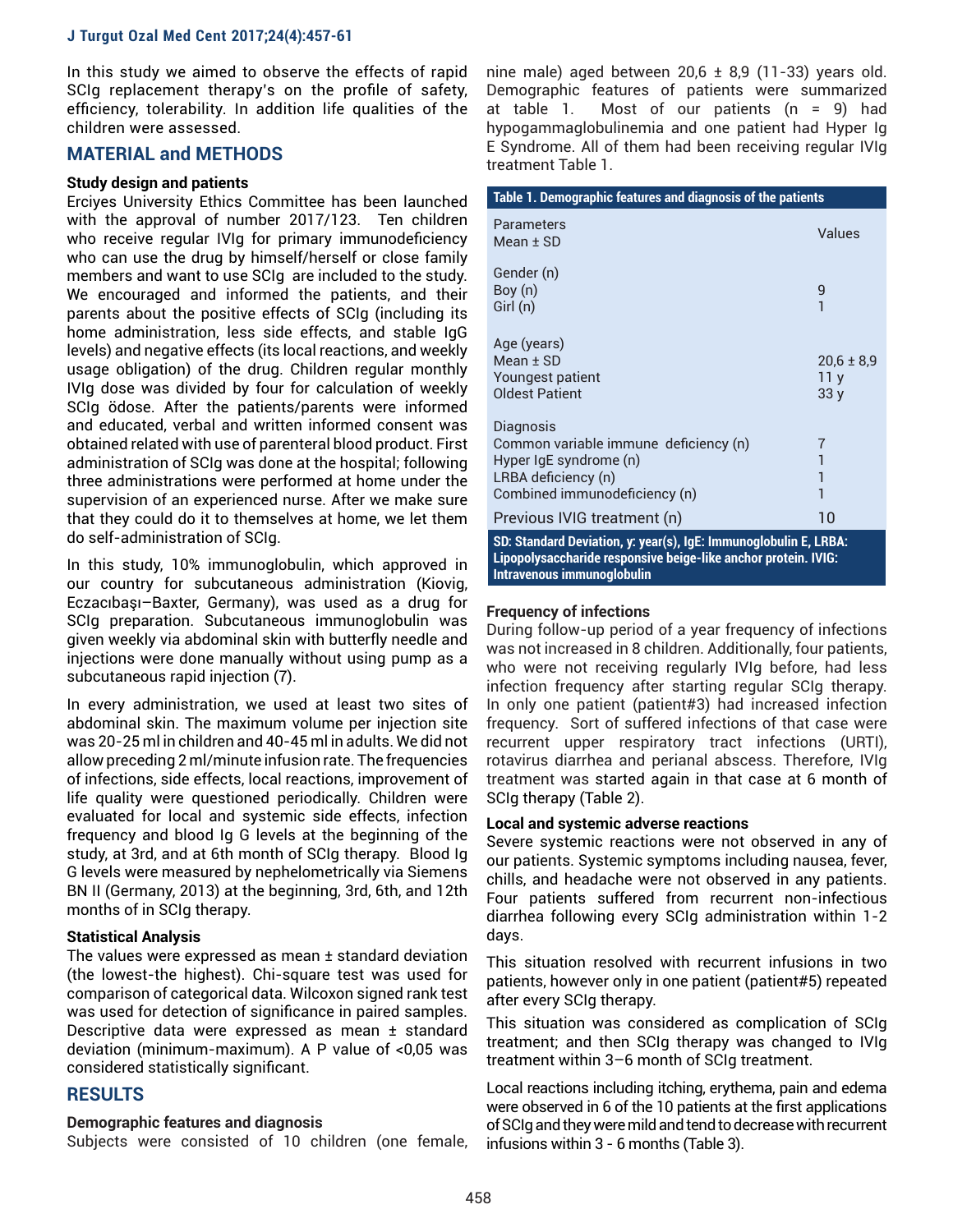In this study we aimed to observe the effects of rapid SCIg replacement therapy's on the profile of safety, efficiency, tolerability. In addition life qualities of the children were assessed.

## MATERIAL and METHODS

### Study design and patients

Erciyes University Ethics Committee has been launched with the approval of number 2017/123. Ten children who receive regular IVIg for primary immunodeficiency who can use the drug by himself/herself or close family members and want to use SCIg are included to the study. We encouraged and informed the patients, and their parents about the positive effects of SCIg (including its home administration, less side effects, and stable IgG levels) and negative effects (its local reactions, and weekly usage obligation) of the drug. Children regular monthly IVIg dose was divided by four for calculation of weekly SCIg ödose. After the patients/parents were informed and educated, verbal and written informed consent was obtained related with use of parenteral blood product. First administration of SCIg was done at the hospital; following three administrations were performed at home under the supervision of an experienced nurse. After we make sure that they could do it to themselves at home, we let them do self-administration of SCIg.

In this study, 10% immunoglobulin, which approved in our country for subcutaneous administration (Kiovig, Eczacıbaşı–Baxter, Germany), was used as a drug for SCIg preparation. Subcutaneous immunoglobulin was given weekly via abdominal skin with butterfly needle and injections were done manually without using pump as a subcutaneous rapid injection (7).

In every administration, we used at least two sites of abdominal skin. The maximum volume per injection site was 20-25 ml in children and 40-45 ml in adults. We did not allow preceding 2 ml/minute infusion rate. The frequencies of infections, side effects, local reactions, improvement of life quality were questioned periodically. Children were evaluated for local and systemic side effects, infection frequency and blood Ig G levels at the beginning of the study, at 3rd, and at 6th month of SCIg therapy. Blood Ig G levels were measured by nephelometrically via Siemens BN II (Germany, 2013) at the beginning, 3rd, 6th, and 12th months of in SCIg therapy.

### Statistical Analysis

The values were expressed as mean ± standard deviation (the lowest-the highest). Chi-square test was used for comparison of categorical data. Wilcoxon signed rank test was used for detection of significance in paired samples. Descriptive data were expressed as mean ± standard deviation (minimum-maximum). A P value of <0,05 was considered statistically significant.

## RESULTS

### Demographic features and diagnosis

Subjects were consisted of 10 children (one female, nine male) aged between 20,6 ± 8,9 (11-33) years old. Demographic features of patients were summarized at table 1. Most of our patients (n = 9) had hypogammaglobulinemia and one patient had Hyper Ig E Syndrome. All of them had been receiving regular IVIg treatment Table 1.

**Table 1. Demographic features and diagnosis of the patients**

| Parameters<br>Mean ± SD | Values |
|---|---|
| Gender (n) | |
| Boy (n) | 9 |
| Girl (n) | 1 |
| Age (years) | |
| Mean ± SD | 20,6 ± 8,9 |
| Youngest patient | 11 y |
| Oldest Patient | 33 y |
| Diagnosis | |
| Common variable immune deficiency (n) | 7 |
| Hyper IgE syndrome (n) | 1 |
| LRBA deficiency (n) | 1 |
| Combined immunodeficiency (n) | 1 |
| Previous IVIG treatment (n) | 10 |

**SD: Standard Deviation, y: year(s), IgE: Immunoglobulin E, LRBA: Lipopolysaccharide responsive beige-like anchor protein. IVIG: Intravenous immunoglobulin**

### Frequency of infections

During follow-up period of a year frequency of infections was not increased in 8 children. Additionally, four patients, who were not receiving regularly IVIg before, had less infection frequency after starting regular SCIg therapy. In only one patient (patient#3) had increased infection frequency. Sort of suffered infections of that case were recurrent upper respiratory tract infections (URTI), rotavirus diarrhea and perianal abscess. Therefore, IVIg treatment was started again in that case at 6 month of SCIg therapy (Table 2).

### Local and systemic adverse reactions

Severe systemic reactions were not observed in any of our patients. Systemic symptoms including nausea, fever, chills, and headache were not observed in any patients. Four patients suffered from recurrent non-infectious diarrhea following every SCIg administration within 1-2 days.

This situation resolved with recurrent infusions in two patients, however only in one patient (patient#5) repeated after every SCIg therapy.

This situation was considered as complication of SCIg treatment; and then SCIg therapy was changed to IVIg treatment within 3–6 month of SCIg treatment.

Local reactions including itching, erythema, pain and edema were observed in 6 of the 10 patients at the first applications of SCIg and they were mild and tend to decrease with recurrent infusions within 3 - 6 months (Table 3).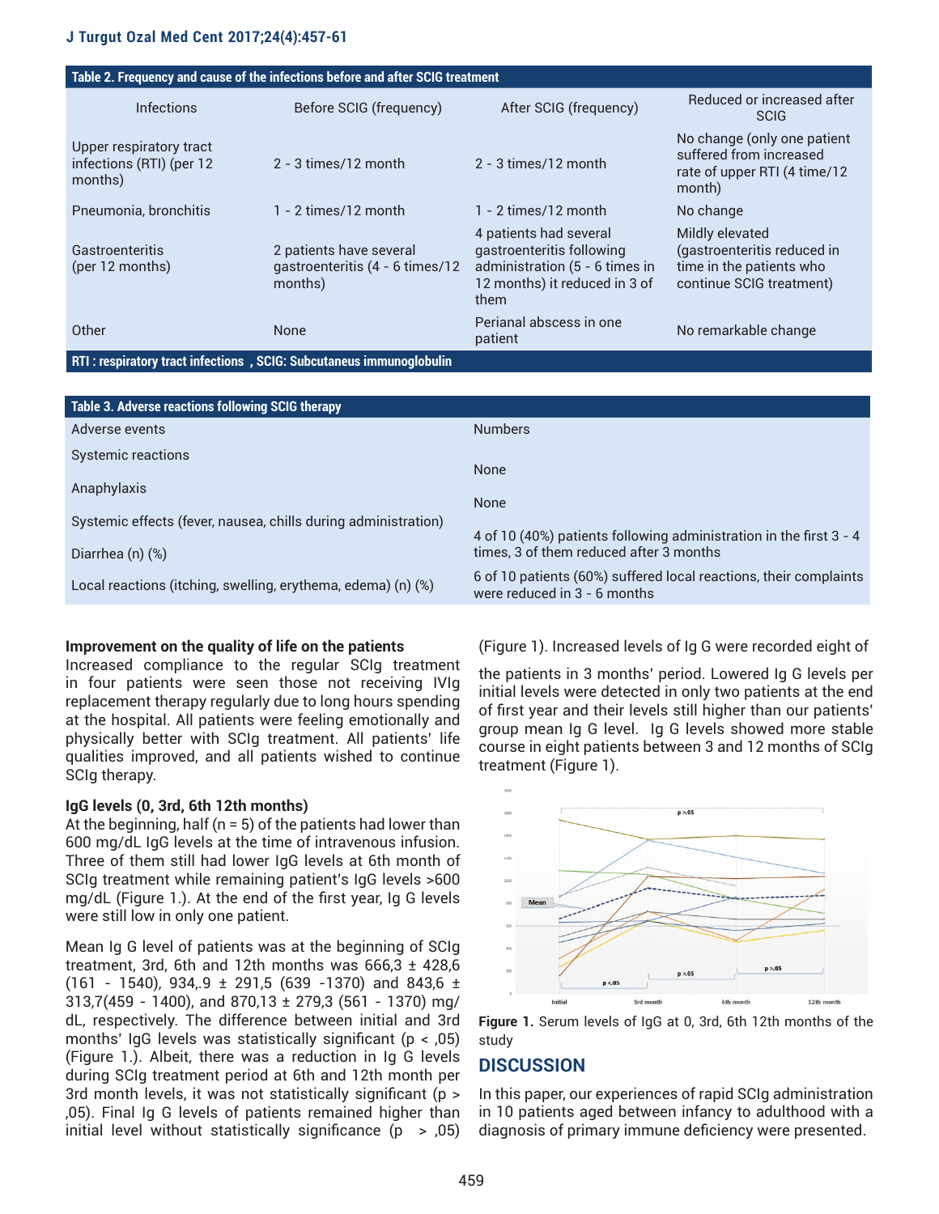**Table 2. Frequency and cause of the infections before and after SCIG treatment**

| Infections | Before SCIG (frequency) | After SCIG (frequency) | Reduced or increased after SCIG |
|---|---|---|---|
| Upper respiratory tract infections (RTI) (per 12 months) | 2 - 3 times/12 month | 2 - 3 times/12 month | No change (only one patient suffered from increased rate of upper RTI (4 time/12 month) |
| Pneumonia, bronchitis | 1 - 2 times/12 month | 1 - 2 times/12 month | No change |
| Gastroenteritis (per 12 months) | 2 patients have several gastroenteritis (4 - 6 times/12 months) | 4 patients had several gastroenteritis following administration (5 - 6 times in 12 months) it reduced in 3 of them | Mildly elevated (gastroenteritis reduced in time in the patients who continue SCIG treatment) |
| Other | None | Perianal abscess in one patient | No remarkable change |

RTI : respiratory tract infections , SCIG: Subcutaneus immunoglobulin

**Table 3. Adverse reactions following SCIG therapy**

| Adverse events | Numbers |
|---|---|
| Systemic reactions | |
| Anaphylaxis | None |
| Systemic effects (fever, nausea, chills during administration) | None |
| Diarrhea (n) (%) | 4 of 10 (40%) patients following administration in the first 3 - 4 times, 3 of them reduced after 3 months |
| Local reactions (itching, swelling, erythema, edema) (n) (%) | 6 of 10 patients (60%) suffered local reactions, their complaints were reduced in 3 - 6 months |

**Improvement on the quality of life on the patients**

Increased compliance to the regular SCIg treatment in four patients were seen those not receiving IVIg replacement therapy regularly due to long hours spending at the hospital. All patients were feeling emotionally and physically better with SCIg treatment. All patients' life qualities improved, and all patients wished to continue SCIg therapy.

**IgG levels (0, 3rd, 6th 12th months)**

At the beginning, half (n = 5) of the patients had lower than 600 mg/dL IgG levels at the time of intravenous infusion. Three of them still had lower IgG levels at 6th month of SCIg treatment while remaining patient's IgG levels >600 mg/dL (Figure 1.). At the end of the first year, Ig G levels were still low in only one patient.

Mean Ig G level of patients was at the beginning of SCIg treatment, 3rd, 6th and 12th months was 666,3 ± 428,6 (161 - 1540), 934,.9 ± 291,5 (639 -1370) and 843,6 ± 313,7(459 - 1400), and 870,13 ± 279,3 (561 - 1370) mg/dL, respectively. The difference between initial and 3rd months' IgG levels was statistically significant (p < ,05) (Figure 1.). Albeit, there was a reduction in Ig G levels during SCIg treatment period at 6th and 12th month per 3rd month levels, it was not statistically significant (p > ,05). Final Ig G levels of patients remained higher than initial level without statistically significance (p > ,05) (Figure 1). Increased levels of Ig G were recorded eight of the patients in 3 months' period. Lowered Ig G levels per initial levels were detected in only two patients at the end of first year and their levels still higher than our patients' group mean Ig G level. Ig G levels showed more stable course in eight patients between 3 and 12 months of SCIg treatment (Figure 1).

**Figure 1.** Serum levels of IgG at 0, 3rd, 6th 12th months of the study

## DISCUSSION

In this paper, our experiences of rapid SCIg administration in 10 patients aged between infancy to adulthood with a diagnosis of primary immune deficiency were presented.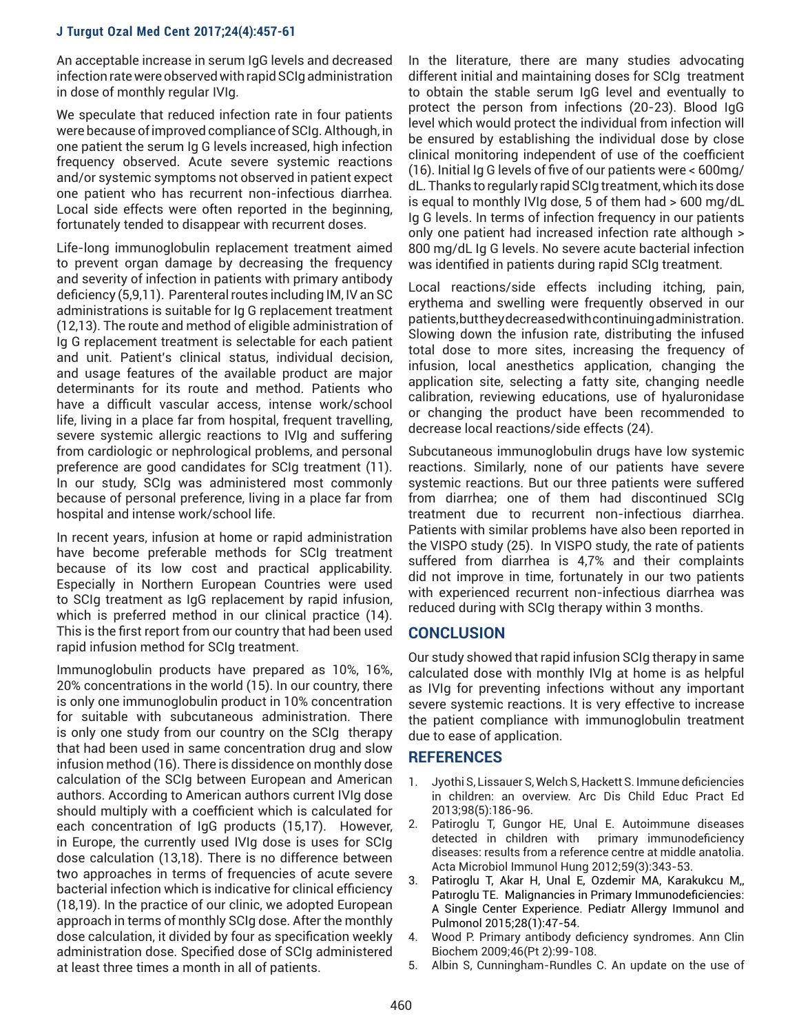An acceptable increase in serum IgG levels and decreased infection rate were observed with rapid SCIg administration in dose of monthly regular IVIg.

We speculate that reduced infection rate in four patients were because of improved compliance of SCIg. Although, in one patient the serum Ig G levels increased, high infection frequency observed. Acute severe systemic reactions and/or systemic symptoms not observed in patient expect one patient who has recurrent non-infectious diarrhea. Local side effects were often reported in the beginning, fortunately tended to disappear with recurrent doses.

Life-long immunoglobulin replacement treatment aimed to prevent organ damage by decreasing the frequency and severity of infection in patients with primary antibody deficiency (5,9,11). Parenteral routes including IM, IV an SC administrations is suitable for Ig G replacement treatment (12,13). The route and method of eligible administration of Ig G replacement treatment is selectable for each patient and unit. Patient's clinical status, individual decision, and usage features of the available product are major determinants for its route and method. Patients who have a difficult vascular access, intense work/school life, living in a place far from hospital, frequent travelling, severe systemic allergic reactions to IVIg and suffering from cardiologic or nephrological problems, and personal preference are good candidates for SCIg treatment (11). In our study, SCIg was administered most commonly because of personal preference, living in a place far from hospital and intense work/school life.

In recent years, infusion at home or rapid administration have become preferable methods for SCIg treatment because of its low cost and practical applicability. Especially in Northern European Countries were used to SCIg treatment as IgG replacement by rapid infusion, which is preferred method in our clinical practice (14). This is the first report from our country that had been used rapid infusion method for SCIg treatment.

Immunoglobulin products have prepared as 10%, 16%, 20% concentrations in the world (15). In our country, there is only one immunoglobulin product in 10% concentration for suitable with subcutaneous administration. There is only one study from our country on the SCIg therapy that had been used in same concentration drug and slow infusion method (16). There is dissidence on monthly dose calculation of the SCIg between European and American authors. According to American authors current IVIg dose should multiply with a coefficient which is calculated for each concentration of IgG products (15,17). However, in Europe, the currently used IVIg dose is uses for SCIg dose calculation (13,18). There is no difference between two approaches in terms of frequencies of acute severe bacterial infection which is indicative for clinical efficiency (18,19). In the practice of our clinic, we adopted European approach in terms of monthly SCIg dose. After the monthly dose calculation, it divided by four as specification weekly administration dose. Specified dose of SCIg administered at least three times a month in all of patients.

In the literature, there are many studies advocating different initial and maintaining doses for SCIg treatment to obtain the stable serum IgG level and eventually to protect the person from infections (20-23). Blood IgG level which would protect the individual from infection will be ensured by establishing the individual dose by close clinical monitoring independent of use of the coefficient (16). Initial Ig G levels of five of our patients were < 600mg/dL. Thanks to regularly rapid SCIg treatment, which its dose is equal to monthly IVIg dose, 5 of them had > 600 mg/dL Ig G levels. In terms of infection frequency in our patients only one patient had increased infection rate although > 800 mg/dL Ig G levels. No severe acute bacterial infection was identified in patients during rapid SCIg treatment.

Local reactions/side effects including itching, pain, erythema and swelling were frequently observed in our patients, but they decreased with continuing administration. Slowing down the infusion rate, distributing the infused total dose to more sites, increasing the frequency of infusion, local anesthetics application, changing the application site, selecting a fatty site, changing needle calibration, reviewing educations, use of hyaluronidase or changing the product have been recommended to decrease local reactions/side effects (24).

Subcutaneous immunoglobulin drugs have low systemic reactions. Similarly, none of our patients have severe systemic reactions. But our three patients were suffered from diarrhea; one of them had discontinued SCIg treatment due to recurrent non-infectious diarrhea. Patients with similar problems have also been reported in the VISPO study (25). In VISPO study, the rate of patients suffered from diarrhea is 4,7% and their complaints did not improve in time, fortunately in our two patients with experienced recurrent non-infectious diarrhea was reduced during with SCIg therapy within 3 months.

## CONCLUSION

Our study showed that rapid infusion SCIg therapy in same calculated dose with monthly IVIg at home is as helpful as IVIg for preventing infections without any important severe systemic reactions. It is very effective to increase the patient compliance with immunoglobulin treatment due to ease of application.

## REFERENCES

1. Jyothi S, Lissauer S, Welch S, Hackett S. Immune deficiencies in children: an overview. Arc Dis Child Educ Pract Ed 2013;98(5):186-96.
2. Patiroglu T, Gungor HE, Unal E. Autoimmune diseases detected in children with primary immunodeficiency diseases: results from a reference centre at middle anatolia. Acta Microbiol Immunol Hung 2012;59(3):343-53.
3. Patiroglu T, Akar H, Unal E, Ozdemir MA, Karakukcu M,, Patıroglu TE. Malignancies in Primary Immunodeficiencies: A Single Center Experience. Pediatr Allergy Immunol and Pulmonol 2015;28(1):47-54.
4. Wood P. Primary antibody deficiency syndromes. Ann Clin Biochem 2009;46(Pt 2):99-108.
5. Albin S, Cunningham-Rundles C. An update on the use of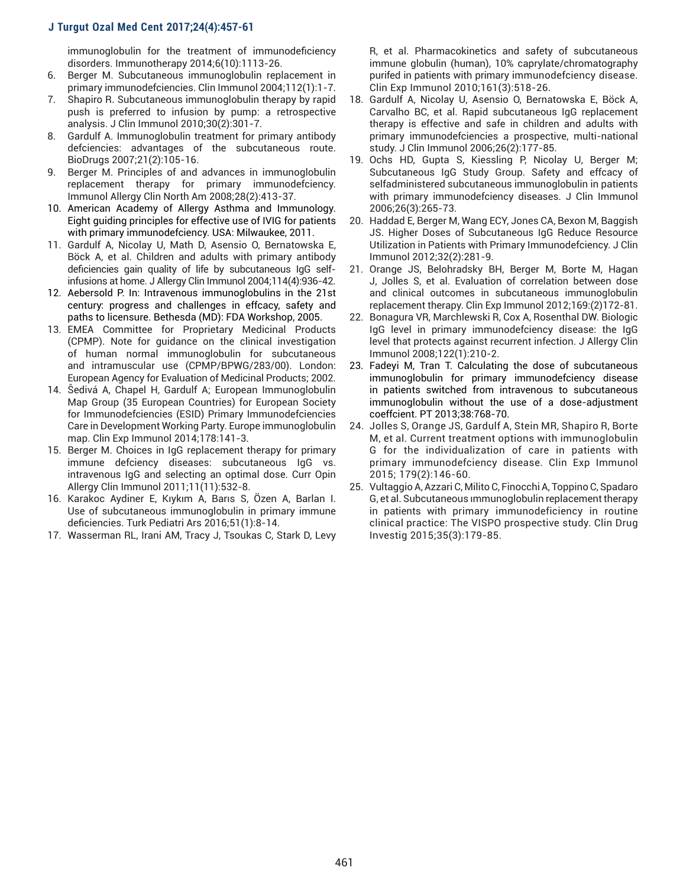immunoglobulin for the treatment of immunodeficiency disorders. Immunotherapy 2014;6(10):1113-26.

6. Berger M. Subcutaneous immunoglobulin replacement in primary immunodefciencies. Clin Immunol 2004;112(1):1-7.
7. Shapiro R. Subcutaneous immunoglobulin therapy by rapid push is preferred to infusion by pump: a retrospective analysis. J Clin Immunol 2010;30(2):301-7.
8. Gardulf A. Immunoglobulin treatment for primary antibody defciencies: advantages of the subcutaneous route. BioDrugs 2007;21(2):105-16.
9. Berger M. Principles of and advances in immunoglobulin replacement therapy for primary immunodefciency. Immunol Allergy Clin North Am 2008;28(2):413-37.
10. American Academy of Allergy Asthma and Immunology. Eight guiding principles for effective use of IVIG for patients with primary immunodefciency. USA: Milwaukee, 2011.
11. Gardulf A, Nicolay U, Math D, Asensio O, Bernatowska E, Böck A, et al. Children and adults with primary antibody deficiencies gain quality of life by subcutaneous IgG self-infusions at home. J Allergy Clin Immunol 2004;114(4):936-42.
12. Aebersold P. In: Intravenous immunoglobulins in the 21st century: progress and challenges in effcacy, safety and paths to licensure. Bethesda (MD): FDA Workshop, 2005.
13. EMEA Committee for Proprietary Medicinal Products (CPMP). Note for guidance on the clinical investigation of human normal immunoglobulin for subcutaneous and intramuscular use (CPMP/BPWG/283/00). London: European Agency for Evaluation of Medicinal Products; 2002.
14. Šedivá A, Chapel H, Gardulf A; European Immunoglobulin Map Group (35 European Countries) for European Society for Immunodefciencies (ESID) Primary Immunodefciencies Care in Development Working Party. Europe immunoglobulin map. Clin Exp Immunol 2014;178:141-3.
15. Berger M. Choices in IgG replacement therapy for primary immune defciency diseases: subcutaneous IgG vs. intravenous IgG and selecting an optimal dose. Curr Opin Allergy Clin Immunol 2011;11(11):532-8.
16. Karakoc Aydiner E, Kıykım A, Barıs S, Özen A, Barlan I. Use of subcutaneous immunoglobulin in primary immune deficiencies. Turk Pediatri Ars 2016;51(1):8-14.
17. Wasserman RL, Irani AM, Tracy J, Tsoukas C, Stark D, Levy R, et al. Pharmacokinetics and safety of subcutaneous immune globulin (human), 10% caprylate/chromatography purifed in patients with primary immunodefciency disease. Clin Exp Immunol 2010;161(3):518-26.
18. Gardulf A, Nicolay U, Asensio O, Bernatowska E, Böck A, Carvalho BC, et al. Rapid subcutaneous IgG replacement therapy is effective and safe in children and adults with primary immunodefciencies a prospective, multi-national study. J Clin Immunol 2006;26(2):177-85.
19. Ochs HD, Gupta S, Kiessling P, Nicolay U, Berger M; Subcutaneous IgG Study Group. Safety and effcacy of selfadministered subcutaneous immunoglobulin in patients with primary immunodefciency diseases. J Clin Immunol 2006;26(3):265-73.
20. Haddad E, Berger M, Wang ECY, Jones CA, Bexon M, Baggish JS. Higher Doses of Subcutaneous IgG Reduce Resource Utilization in Patients with Primary Immunodefciency. J Clin Immunol 2012;32(2):281-9.
21. Orange JS, Belohradsky BH, Berger M, Borte M, Hagan J, Jolles S, et al. Evaluation of correlation between dose and clinical outcomes in subcutaneous immunoglobulin replacement therapy. Clin Exp Immunol 2012;169:(2)172-81.
22. Bonagura VR, Marchlewski R, Cox A, Rosenthal DW. Biologic IgG level in primary immunodefciency disease: the IgG level that protects against recurrent infection. J Allergy Clin Immunol 2008;122(1):210-2.
23. Fadeyi M, Tran T. Calculating the dose of subcutaneous immunoglobulin for primary immunodefciency disease in patients switched from intravenous to subcutaneous immunoglobulin without the use of a dose-adjustment coeffcient. PT 2013;38:768-70.
24. Jolles S, Orange JS, Gardulf A, Stein MR, Shapiro R, Borte M, et al. Current treatment options with immunoglobulin G for the individualization of care in patients with primary immunodefciency disease. Clin Exp Immunol 2015; 179(2):146-60.
25. Vultaggio A, Azzari C, Milito C, Finocchi A, Toppino C, Spadaro G, et al. Subcutaneous ımmunoglobulin replacement therapy in patients with primary immunodeficiency in routine clinical practice: The VISPO prospective study. Clin Drug Investig 2015;35(3):179-85.